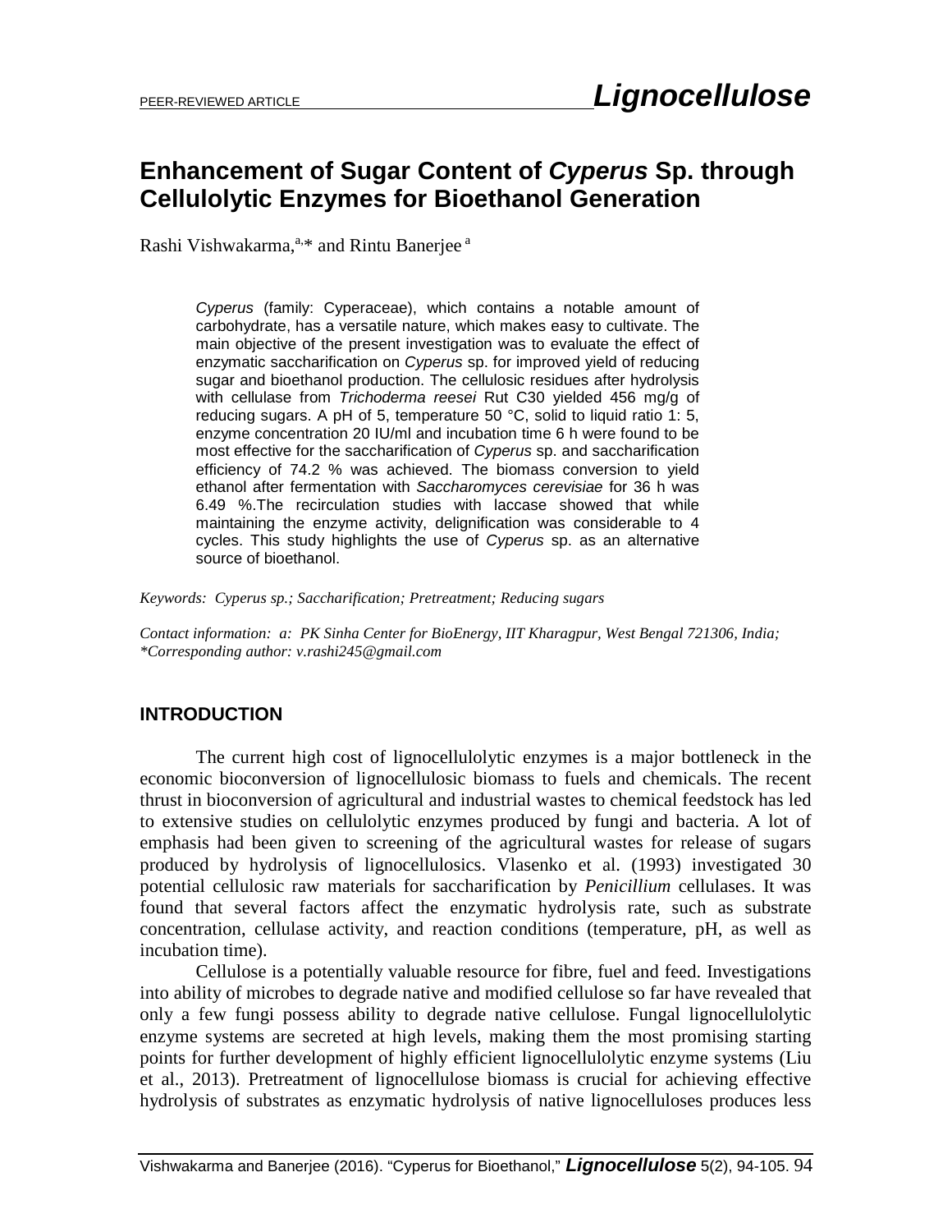# Enhancement of Sugar Content of *Cyperus* Sp. through Cellulolytic Enzymes for Bioethanol Generation

Rashi Vishwakarma,[a,*] and Rintu Banerjee [a]

*Cyperus* (family: Cyperaceae), which contains a notable amount of carbohydrate, has a versatile nature, which makes easy to cultivate. The main objective of the present investigation was to evaluate the effect of enzymatic saccharification on *Cyperus* sp. for improved yield of reducing sugar and bioethanol production. The cellulosic residues after hydrolysis with cellulase from *Trichoderma reesei* Rut C30 yielded 456 mg/g of reducing sugars. A pH of 5, temperature 50 °C, solid to liquid ratio 1: 5, enzyme concentration 20 IU/ml and incubation time 6 h were found to be most effective for the saccharification of *Cyperus* sp. and saccharification efficiency of 74.2 % was achieved. The biomass conversion to yield ethanol after fermentation with *Saccharomyces cerevisiae* for 36 h was 6.49 %.The recirculation studies with laccase showed that while maintaining the enzyme activity, delignification was considerable to 4 cycles. This study highlights the use of *Cyperus* sp. as an alternative source of bioethanol.

*Keywords: Cyperus sp.; Saccharification; Pretreatment; Reducing sugars*

*Contact information: a: PK Sinha Center for BioEnergy, IIT Kharagpur, West Bengal 721306, India; \*Corresponding author: v.rashi245@gmail.com*

## INTRODUCTION

The current high cost of lignocellulolytic enzymes is a major bottleneck in the economic bioconversion of lignocellulosic biomass to fuels and chemicals. The recent thrust in bioconversion of agricultural and industrial wastes to chemical feedstock has led to extensive studies on cellulolytic enzymes produced by fungi and bacteria. A lot of emphasis had been given to screening of the agricultural wastes for release of sugars produced by hydrolysis of lignocellulosics. Vlasenko et al. (1993) investigated 30 potential cellulosic raw materials for saccharification by *Penicillium* cellulases. It was found that several factors affect the enzymatic hydrolysis rate, such as substrate concentration, cellulase activity, and reaction conditions (temperature, pH, as well as incubation time).

Cellulose is a potentially valuable resource for fibre, fuel and feed. Investigations into ability of microbes to degrade native and modified cellulose so far have revealed that only a few fungi possess ability to degrade native cellulose. Fungal lignocellulolytic enzyme systems are secreted at high levels, making them the most promising starting points for further development of highly efficient lignocellulolytic enzyme systems (Liu et al., 2013). Pretreatment of lignocellulose biomass is crucial for achieving effective hydrolysis of substrates as enzymatic hydrolysis of native lignocelluloses produces less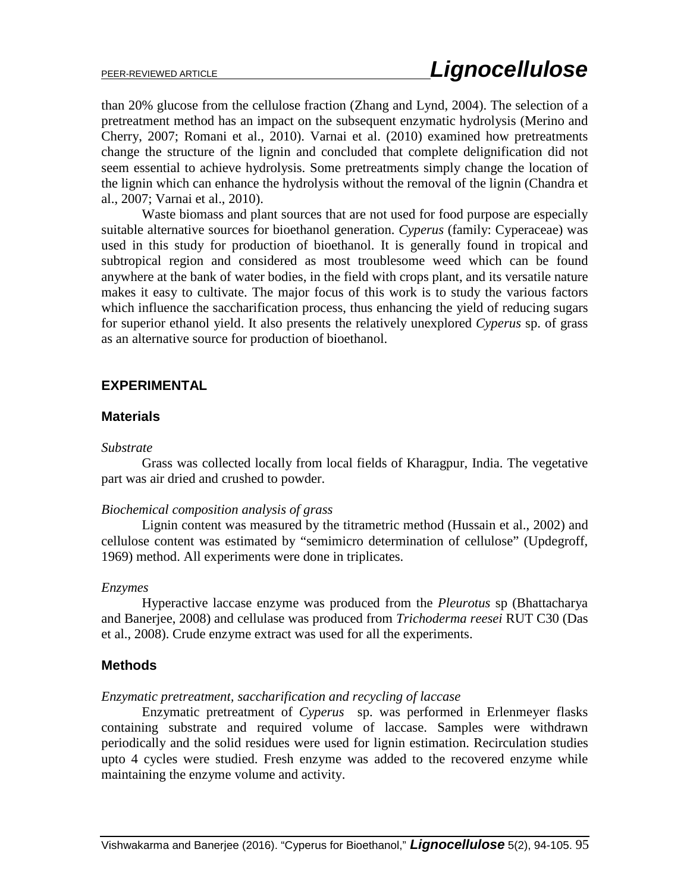than 20% glucose from the cellulose fraction (Zhang and Lynd, 2004). The selection of a pretreatment method has an impact on the subsequent enzymatic hydrolysis (Merino and Cherry, 2007; Romani et al., 2010). Varnai et al. (2010) examined how pretreatments change the structure of the lignin and concluded that complete delignification did not seem essential to achieve hydrolysis. Some pretreatments simply change the location of the lignin which can enhance the hydrolysis without the removal of the lignin (Chandra et al., 2007; Varnai et al., 2010).

Waste biomass and plant sources that are not used for food purpose are especially suitable alternative sources for bioethanol generation. *Cyperus* (family: Cyperaceae) was used in this study for production of bioethanol. It is generally found in tropical and subtropical region and considered as most troublesome weed which can be found anywhere at the bank of water bodies, in the field with crops plant, and its versatile nature makes it easy to cultivate. The major focus of this work is to study the various factors which influence the saccharification process, thus enhancing the yield of reducing sugars for superior ethanol yield. It also presents the relatively unexplored *Cyperus* sp. of grass as an alternative source for production of bioethanol.

## EXPERIMENTAL

### Materials

*Substrate*

Grass was collected locally from local fields of Kharagpur, India. The vegetative part was air dried and crushed to powder.

*Biochemical composition analysis of grass*

Lignin content was measured by the titrametric method (Hussain et al., 2002) and cellulose content was estimated by "semimicro determination of cellulose" (Updegroff, 1969) method. All experiments were done in triplicates.

*Enzymes*

Hyperactive laccase enzyme was produced from the *Pleurotus* sp (Bhattacharya and Banerjee, 2008) and cellulase was produced from *Trichoderma reesei* RUT C30 (Das et al., 2008). Crude enzyme extract was used for all the experiments.

### Methods

*Enzymatic pretreatment, saccharification and recycling of laccase*

Enzymatic pretreatment of *Cyperus* sp. was performed in Erlenmeyer flasks containing substrate and required volume of laccase. Samples were withdrawn periodically and the solid residues were used for lignin estimation. Recirculation studies upto 4 cycles were studied. Fresh enzyme was added to the recovered enzyme while maintaining the enzyme volume and activity.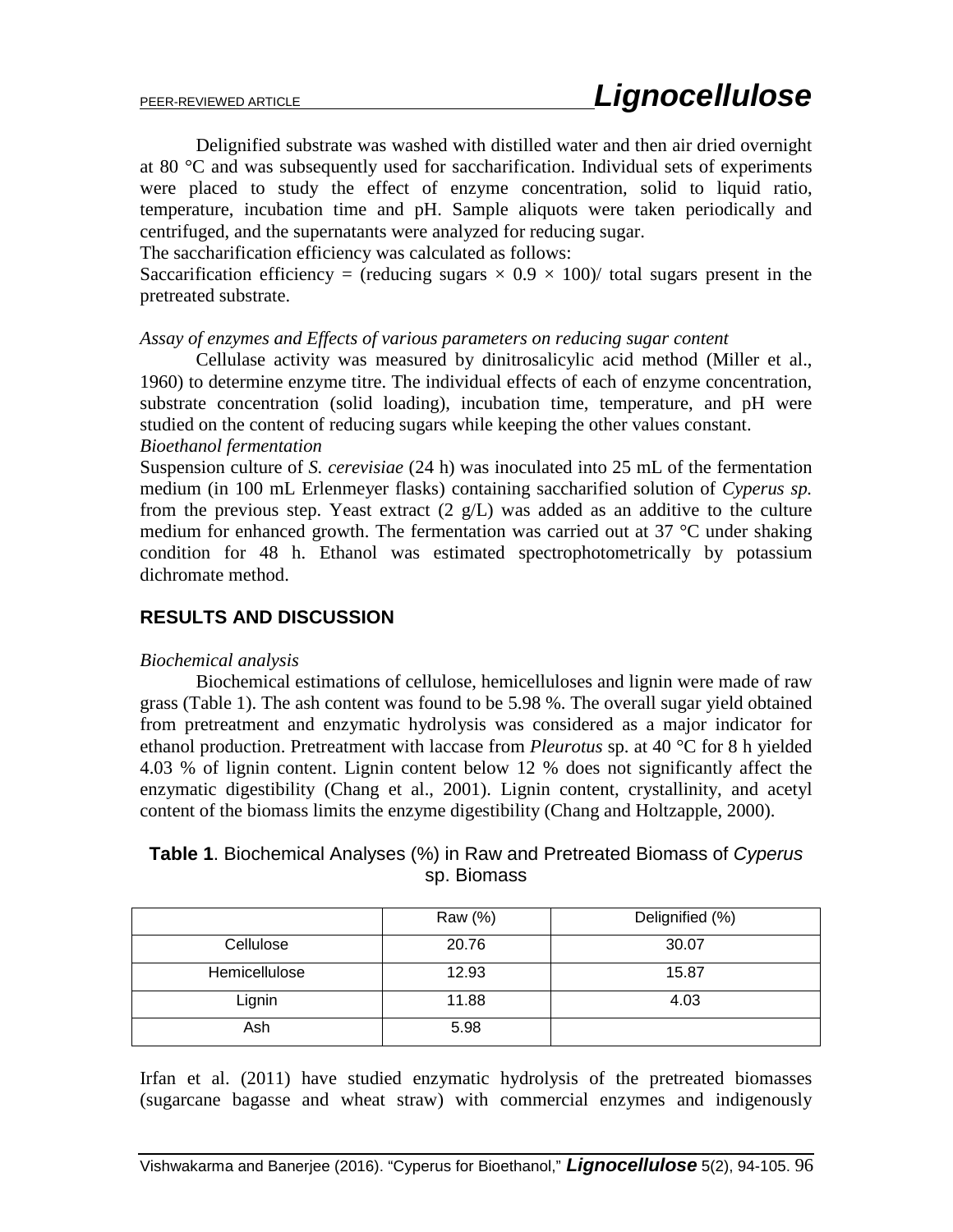Delignified substrate was washed with distilled water and then air dried overnight at 80 °C and was subsequently used for saccharification. Individual sets of experiments were placed to study the effect of enzyme concentration, solid to liquid ratio, temperature, incubation time and pH. Sample aliquots were taken periodically and centrifuged, and the supernatants were analyzed for reducing sugar.

The saccharification efficiency was calculated as follows:

Saccarification efficiency = (reducing sugars × 0.9 × 100)/ total sugars present in the pretreated substrate.

*Assay of enzymes and Effects of various parameters on reducing sugar content*

Cellulase activity was measured by dinitrosalicylic acid method (Miller et al., 1960) to determine enzyme titre. The individual effects of each of enzyme concentration, substrate concentration (solid loading), incubation time, temperature, and pH were studied on the content of reducing sugars while keeping the other values constant.

*Bioethanol fermentation*

Suspension culture of *S. cerevisiae* (24 h) was inoculated into 25 mL of the fermentation medium (in 100 mL Erlenmeyer flasks) containing saccharified solution of *Cyperus sp.* from the previous step. Yeast extract (2 g/L) was added as an additive to the culture medium for enhanced growth. The fermentation was carried out at 37 °C under shaking condition for 48 h. Ethanol was estimated spectrophotometrically by potassium dichromate method.

## RESULTS AND DISCUSSION

*Biochemical analysis*

Biochemical estimations of cellulose, hemicelluloses and lignin were made of raw grass (Table 1). The ash content was found to be 5.98 %. The overall sugar yield obtained from pretreatment and enzymatic hydrolysis was considered as a major indicator for ethanol production. Pretreatment with laccase from *Pleurotus* sp. at 40 °C for 8 h yielded 4.03 % of lignin content. Lignin content below 12 % does not significantly affect the enzymatic digestibility (Chang et al., 2001). Lignin content, crystallinity, and acetyl content of the biomass limits the enzyme digestibility (Chang and Holtzapple, 2000).

**Table 1**. Biochemical Analyses (%) in Raw and Pretreated Biomass of *Cyperus* sp. Biomass

| | Raw (%) | Delignified (%) |
|---|---|---|
| Cellulose | 20.76 | 30.07 |
| Hemicellulose | 12.93 | 15.87 |
| Lignin | 11.88 | 4.03 |
| Ash | 5.98 | |

Irfan et al. (2011) have studied enzymatic hydrolysis of the pretreated biomasses (sugarcane bagasse and wheat straw) with commercial enzymes and indigenously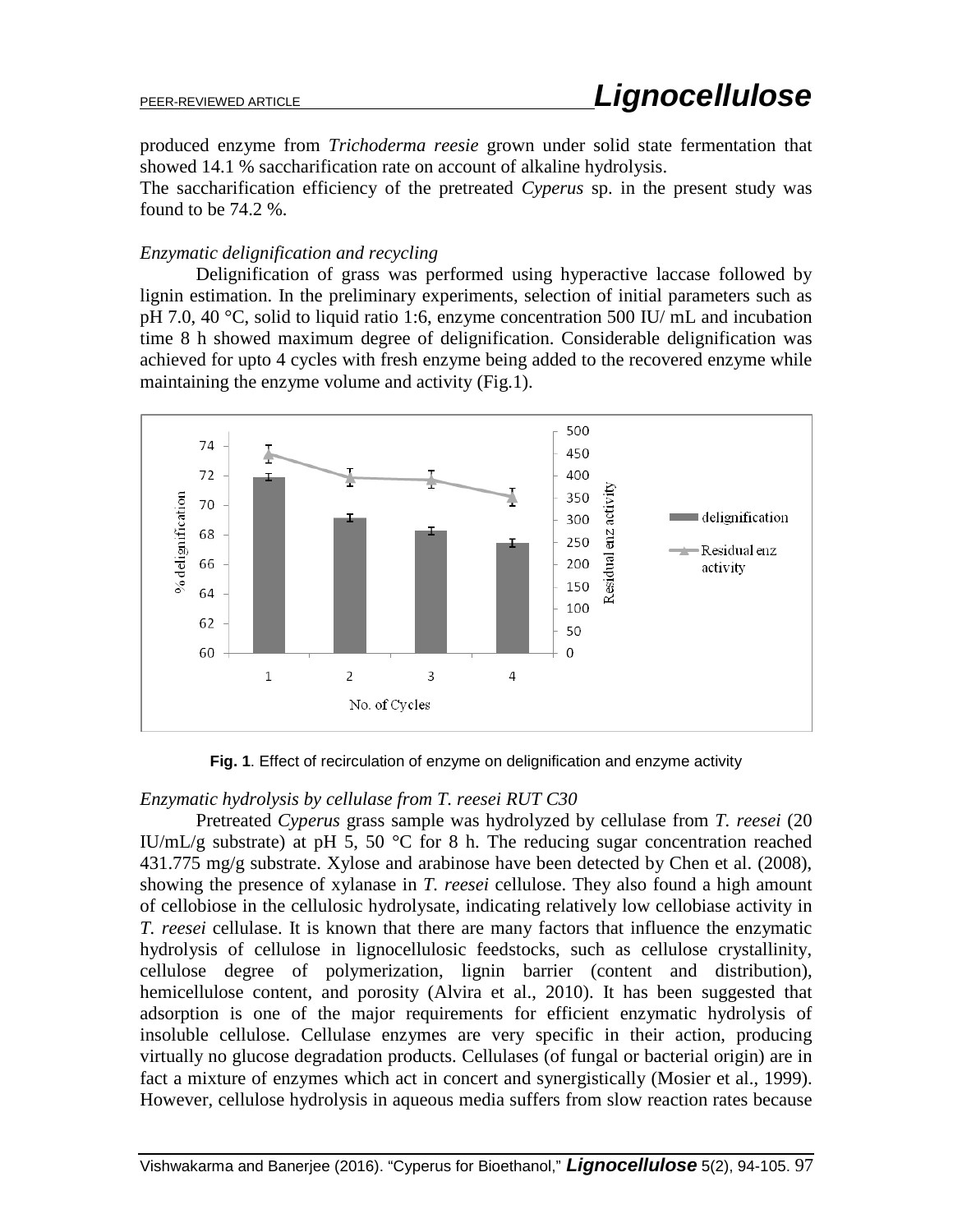produced enzyme from *Trichoderma reesie* grown under solid state fermentation that showed 14.1 % saccharification rate on account of alkaline hydrolysis.

The saccharification efficiency of the pretreated *Cyperus* sp. in the present study was found to be 74.2 %.

### *Enzymatic delignification and recycling*

Delignification of grass was performed using hyperactive laccase followed by lignin estimation. In the preliminary experiments, selection of initial parameters such as pH 7.0, 40 °C, solid to liquid ratio 1:6, enzyme concentration 500 IU/ mL and incubation time 8 h showed maximum degree of delignification. Considerable delignification was achieved for upto 4 cycles with fresh enzyme being added to the recovered enzyme while maintaining the enzyme volume and activity (Fig.1).

**Fig. 1**. Effect of recirculation of enzyme on delignification and enzyme activity

### *Enzymatic hydrolysis by cellulase from T. reesei RUT C30*

Pretreated *Cyperus* grass sample was hydrolyzed by cellulase from *T. reesei* (20 IU/mL/g substrate) at pH 5, 50 °C for 8 h. The reducing sugar concentration reached 431.775 mg/g substrate. Xylose and arabinose have been detected by Chen et al. (2008), showing the presence of xylanase in *T. reesei* cellulose. They also found a high amount of cellobiose in the cellulosic hydrolysate, indicating relatively low cellobiase activity in *T. reesei* cellulase. It is known that there are many factors that influence the enzymatic hydrolysis of cellulose in lignocellulosic feedstocks, such as cellulose crystallinity, cellulose degree of polymerization, lignin barrier (content and distribution), hemicellulose content, and porosity (Alvira et al., 2010). It has been suggested that adsorption is one of the major requirements for efficient enzymatic hydrolysis of insoluble cellulose. Cellulase enzymes are very specific in their action, producing virtually no glucose degradation products. Cellulases (of fungal or bacterial origin) are in fact a mixture of enzymes which act in concert and synergistically (Mosier et al., 1999). However, cellulose hydrolysis in aqueous media suffers from slow reaction rates because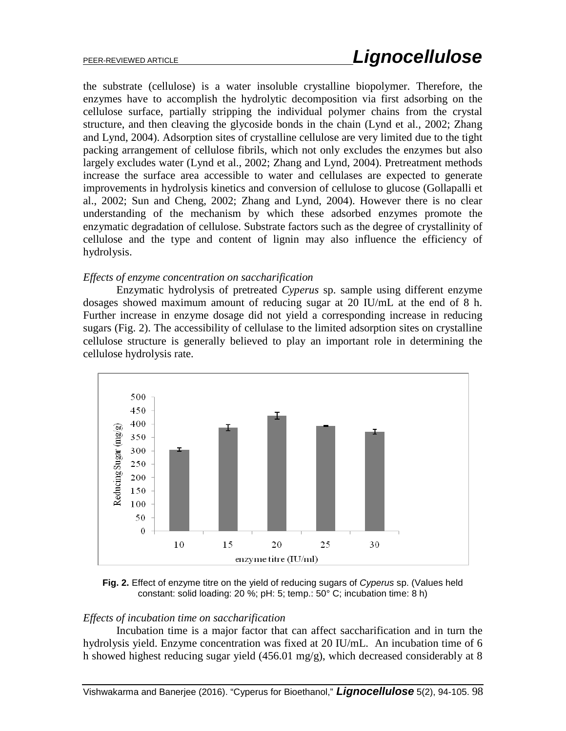the substrate (cellulose) is a water insoluble crystalline biopolymer. Therefore, the enzymes have to accomplish the hydrolytic decomposition via first adsorbing on the cellulose surface, partially stripping the individual polymer chains from the crystal structure, and then cleaving the glycoside bonds in the chain (Lynd et al., 2002; Zhang and Lynd, 2004). Adsorption sites of crystalline cellulose are very limited due to the tight packing arrangement of cellulose fibrils, which not only excludes the enzymes but also largely excludes water (Lynd et al., 2002; Zhang and Lynd, 2004). Pretreatment methods increase the surface area accessible to water and cellulases are expected to generate improvements in hydrolysis kinetics and conversion of cellulose to glucose (Gollapalli et al., 2002; Sun and Cheng, 2002; Zhang and Lynd, 2004). However there is no clear understanding of the mechanism by which these adsorbed enzymes promote the enzymatic degradation of cellulose. Substrate factors such as the degree of crystallinity of cellulose and the type and content of lignin may also influence the efficiency of hydrolysis.

*Effects of enzyme concentration on saccharification*

Enzymatic hydrolysis of pretreated *Cyperus* sp. sample using different enzyme dosages showed maximum amount of reducing sugar at 20 IU/mL at the end of 8 h. Further increase in enzyme dosage did not yield a corresponding increase in reducing sugars (Fig. 2). The accessibility of cellulase to the limited adsorption sites on crystalline cellulose structure is generally believed to play an important role in determining the cellulose hydrolysis rate.

**Fig. 2.** Effect of enzyme titre on the yield of reducing sugars of *Cyperus* sp. (Values held constant: solid loading: 20 %; pH: 5; temp.: 50° C; incubation time: 8 h)

*Effects of incubation time on saccharification*

Incubation time is a major factor that can affect saccharification and in turn the hydrolysis yield. Enzyme concentration was fixed at 20 IU/mL. An incubation time of 6 h showed highest reducing sugar yield (456.01 mg/g), which decreased considerably at 8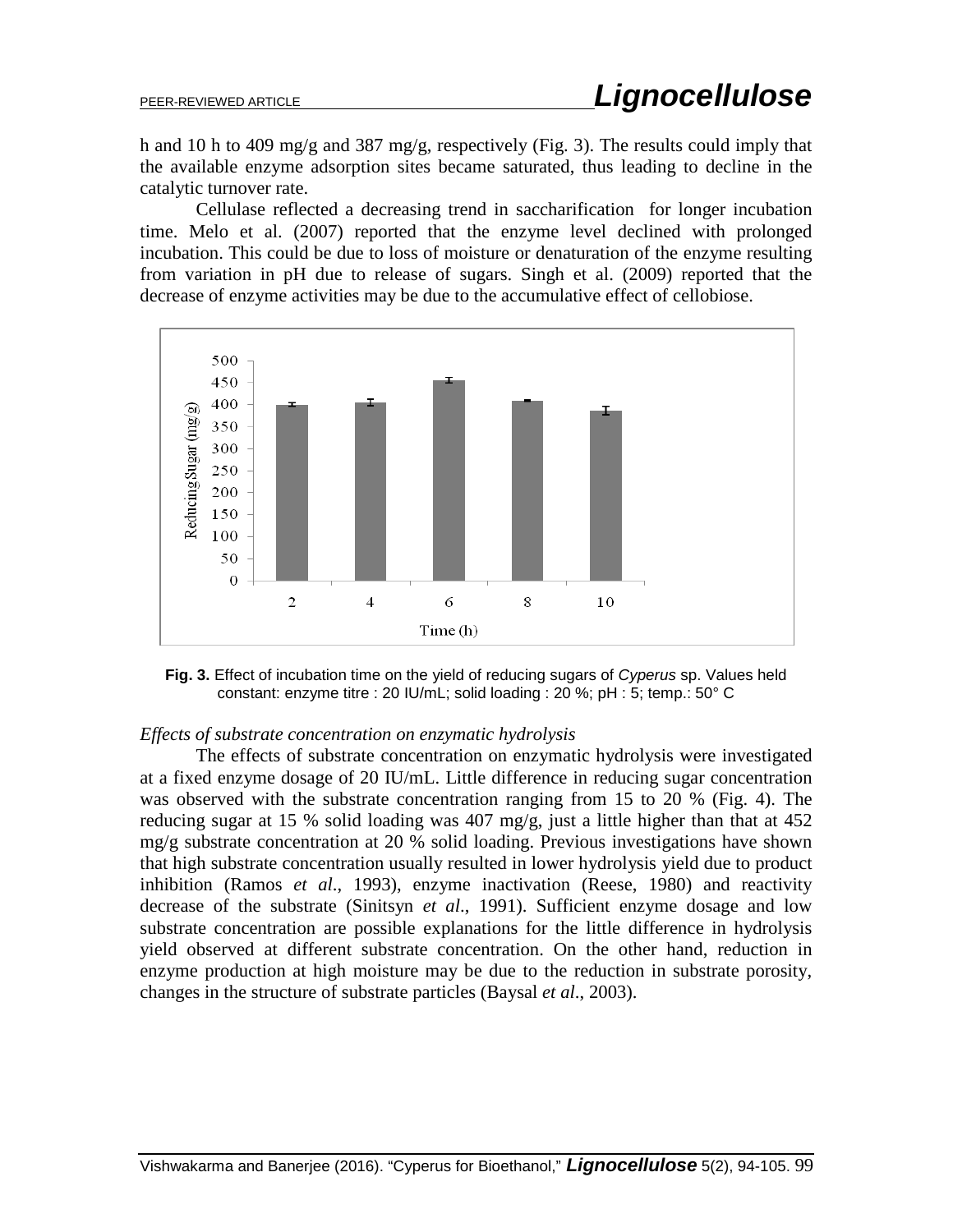h and 10 h to 409 mg/g and 387 mg/g, respectively (Fig. 3). The results could imply that the available enzyme adsorption sites became saturated, thus leading to decline in the catalytic turnover rate.

Cellulase reflected a decreasing trend in saccharification for longer incubation time. Melo et al. (2007) reported that the enzyme level declined with prolonged incubation. This could be due to loss of moisture or denaturation of the enzyme resulting from variation in pH due to release of sugars. Singh et al. (2009) reported that the decrease of enzyme activities may be due to the accumulative effect of cellobiose.

**Fig. 3.** Effect of incubation time on the yield of reducing sugars of *Cyperus* sp. Values held constant: enzyme titre : 20 IU/mL; solid loading : 20 %; pH : 5; temp.: 50° C

*Effects of substrate concentration on enzymatic hydrolysis*

The effects of substrate concentration on enzymatic hydrolysis were investigated at a fixed enzyme dosage of 20 IU/mL. Little difference in reducing sugar concentration was observed with the substrate concentration ranging from 15 to 20 % (Fig. 4). The reducing sugar at 15 % solid loading was 407 mg/g, just a little higher than that at 452 mg/g substrate concentration at 20 % solid loading. Previous investigations have shown that high substrate concentration usually resulted in lower hydrolysis yield due to product inhibition (Ramos *et al*., 1993), enzyme inactivation (Reese, 1980) and reactivity decrease of the substrate (Sinitsyn *et al*., 1991). Sufficient enzyme dosage and low substrate concentration are possible explanations for the little difference in hydrolysis yield observed at different substrate concentration. On the other hand, reduction in enzyme production at high moisture may be due to the reduction in substrate porosity, changes in the structure of substrate particles (Baysal *et al*., 2003).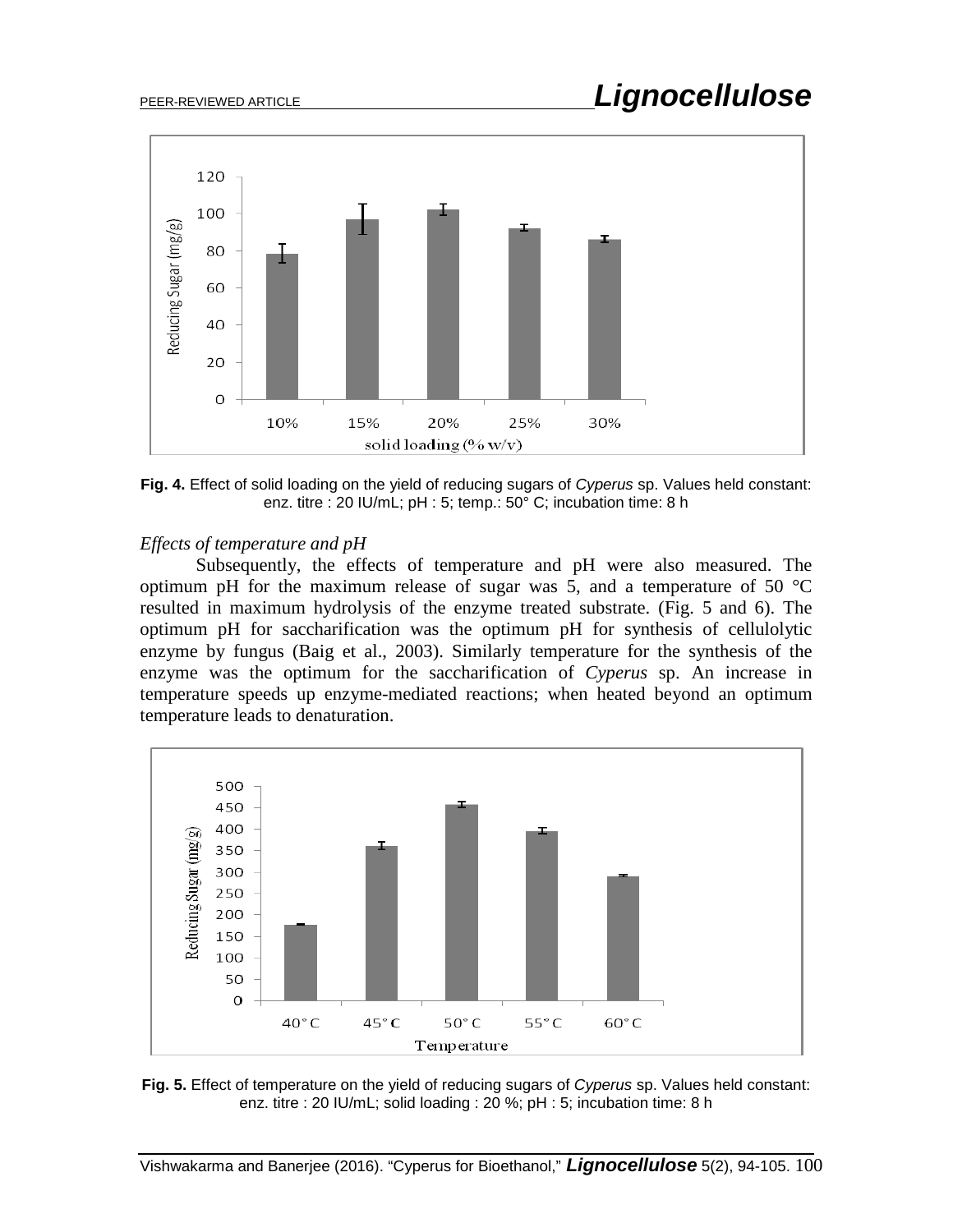**Fig. 4.** Effect of solid loading on the yield of reducing sugars of *Cyperus* sp. Values held constant: enz. titre : 20 IU/mL; pH : 5; temp.: 50° C; incubation time: 8 h

*Effects of temperature and pH*

Subsequently, the effects of temperature and pH were also measured. The optimum pH for the maximum release of sugar was 5, and a temperature of 50 °C resulted in maximum hydrolysis of the enzyme treated substrate. (Fig. 5 and 6). The optimum pH for saccharification was the optimum pH for synthesis of cellulolytic enzyme by fungus (Baig et al., 2003). Similarly temperature for the synthesis of the enzyme was the optimum for the saccharification of *Cyperus* sp. An increase in temperature speeds up enzyme-mediated reactions; when heated beyond an optimum temperature leads to denaturation.

**Fig. 5.** Effect of temperature on the yield of reducing sugars of *Cyperus* sp. Values held constant: enz. titre : 20 IU/mL; solid loading : 20 %; pH : 5; incubation time: 8 h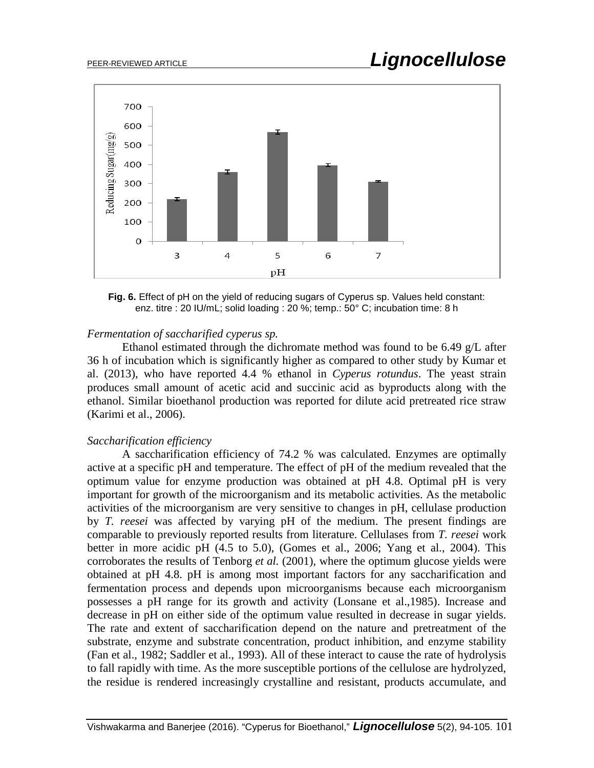**Fig. 6.** Effect of pH on the yield of reducing sugars of Cyperus sp. Values held constant: enz. titre : 20 IU/mL; solid loading : 20 %; temp.: 50° C; incubation time: 8 h

*Fermentation of saccharified cyperus sp.*

Ethanol estimated through the dichromate method was found to be 6.49 g/L after 36 h of incubation which is significantly higher as compared to other study by Kumar et al. (2013), who have reported 4.4 % ethanol in *Cyperus rotundus*. The yeast strain produces small amount of acetic acid and succinic acid as byproducts along with the ethanol. Similar bioethanol production was reported for dilute acid pretreated rice straw (Karimi et al., 2006).

*Saccharification efficiency*

A saccharification efficiency of 74.2 % was calculated. Enzymes are optimally active at a specific pH and temperature. The effect of pH of the medium revealed that the optimum value for enzyme production was obtained at pH 4.8. Optimal pH is very important for growth of the microorganism and its metabolic activities. As the metabolic activities of the microorganism are very sensitive to changes in pH, cellulase production by *T. reesei* was affected by varying pH of the medium. The present findings are comparable to previously reported results from literature. Cellulases from *T. reesei* work better in more acidic pH (4.5 to 5.0), (Gomes et al., 2006; Yang et al., 2004). This corroborates the results of Tenborg *et al.* (2001), where the optimum glucose yields were obtained at pH 4.8. pH is among most important factors for any saccharification and fermentation process and depends upon microorganisms because each microorganism possesses a pH range for its growth and activity (Lonsane et al.,1985). Increase and decrease in pH on either side of the optimum value resulted in decrease in sugar yields. The rate and extent of saccharification depend on the nature and pretreatment of the substrate, enzyme and substrate concentration, product inhibition, and enzyme stability (Fan et al., 1982; Saddler et al., 1993). All of these interact to cause the rate of hydrolysis to fall rapidly with time. As the more susceptible portions of the cellulose are hydrolyzed, the residue is rendered increasingly crystalline and resistant, products accumulate, and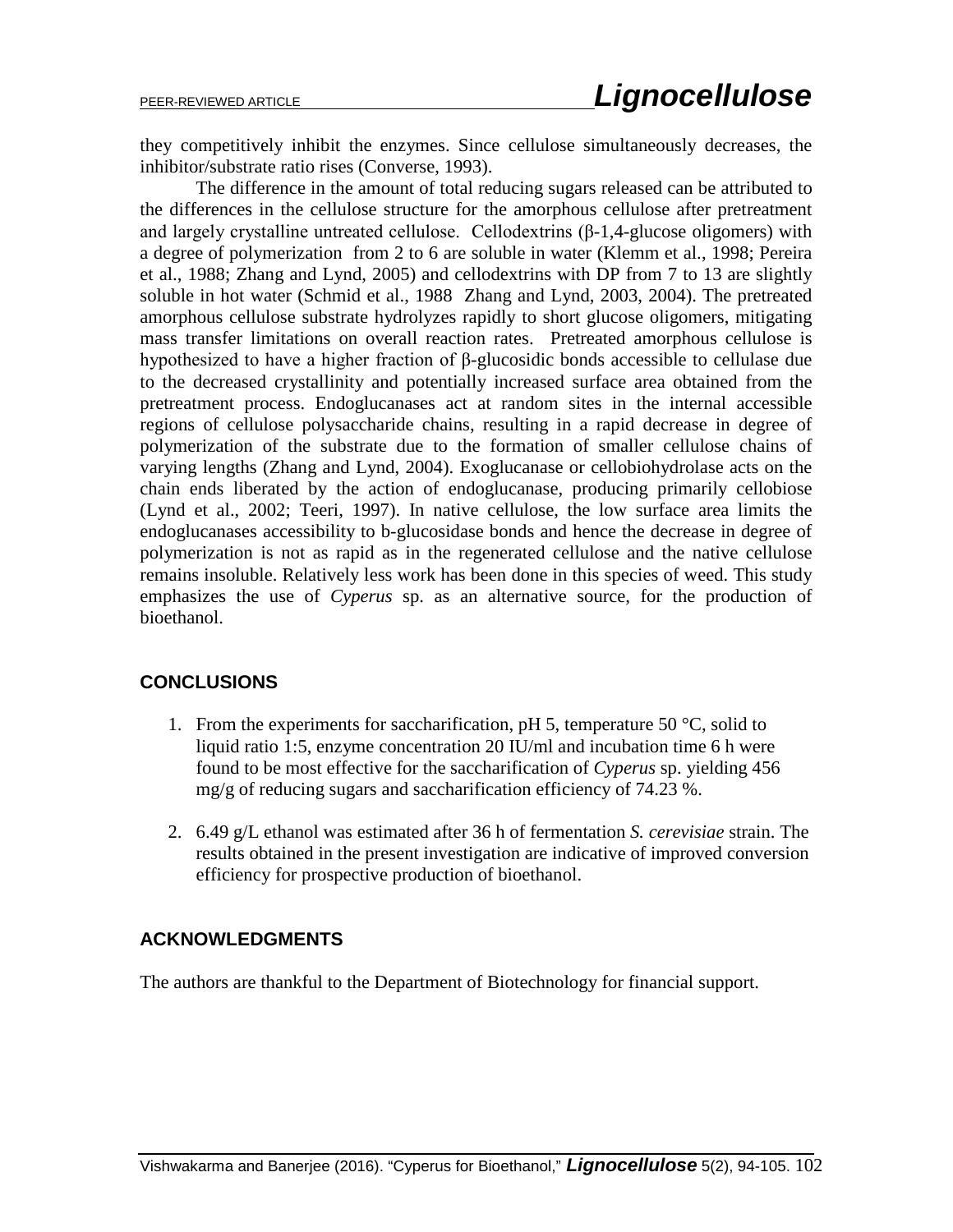they competitively inhibit the enzymes. Since cellulose simultaneously decreases, the inhibitor/substrate ratio rises (Converse, 1993).

The difference in the amount of total reducing sugars released can be attributed to the differences in the cellulose structure for the amorphous cellulose after pretreatment and largely crystalline untreated cellulose. Cellodextrins (β-1,4-glucose oligomers) with a degree of polymerization from 2 to 6 are soluble in water (Klemm et al., 1998; Pereira et al., 1988; Zhang and Lynd, 2005) and cellodextrins with DP from 7 to 13 are slightly soluble in hot water (Schmid et al., 1988 Zhang and Lynd, 2003, 2004). The pretreated amorphous cellulose substrate hydrolyzes rapidly to short glucose oligomers, mitigating mass transfer limitations on overall reaction rates. Pretreated amorphous cellulose is hypothesized to have a higher fraction of β-glucosidic bonds accessible to cellulase due to the decreased crystallinity and potentially increased surface area obtained from the pretreatment process. Endoglucanases act at random sites in the internal accessible regions of cellulose polysaccharide chains, resulting in a rapid decrease in degree of polymerization of the substrate due to the formation of smaller cellulose chains of varying lengths (Zhang and Lynd, 2004). Exoglucanase or cellobiohydrolase acts on the chain ends liberated by the action of endoglucanase, producing primarily cellobiose (Lynd et al., 2002; Teeri, 1997). In native cellulose, the low surface area limits the endoglucanases accessibility to b-glucosidase bonds and hence the decrease in degree of polymerization is not as rapid as in the regenerated cellulose and the native cellulose remains insoluble. Relatively less work has been done in this species of weed. This study emphasizes the use of *Cyperus* sp. as an alternative source, for the production of bioethanol.

## CONCLUSIONS

1. From the experiments for saccharification, pH 5, temperature 50 °C, solid to liquid ratio 1:5, enzyme concentration 20 IU/ml and incubation time 6 h were found to be most effective for the saccharification of *Cyperus* sp. yielding 456 mg/g of reducing sugars and saccharification efficiency of 74.23 %.
2. 6.49 g/L ethanol was estimated after 36 h of fermentation *S. cerevisiae* strain. The results obtained in the present investigation are indicative of improved conversion efficiency for prospective production of bioethanol.

## ACKNOWLEDGMENTS

The authors are thankful to the Department of Biotechnology for financial support.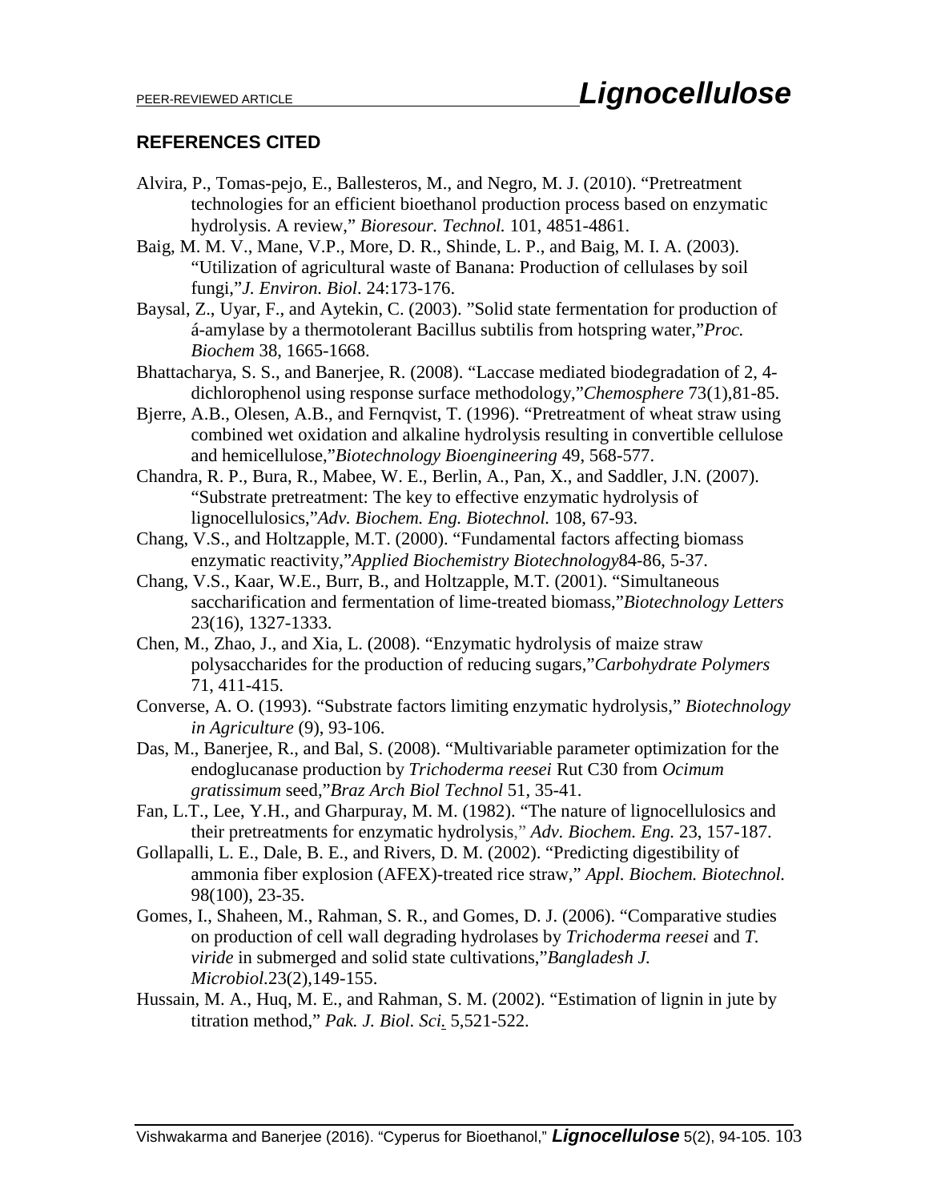## REFERENCES CITED

Alvira, P., Tomas-pejo, E., Ballesteros, M., and Negro, M. J. (2010). "Pretreatment technologies for an efficient bioethanol production process based on enzymatic hydrolysis. A review," *Bioresour. Technol.* 101, 4851-4861.

Baig, M. M. V., Mane, V.P., More, D. R., Shinde, L. P., and Baig, M. I. A. (2003). "Utilization of agricultural waste of Banana: Production of cellulases by soil fungi,"*J. Environ. Biol*. 24:173-176.

Baysal, Z., Uyar, F., and Aytekin, C. (2003). "Solid state fermentation for production of á-amylase by a thermotolerant Bacillus subtilis from hotspring water,"*Proc. Biochem* 38, 1665-1668.

Bhattacharya, S. S., and Banerjee, R. (2008). "Laccase mediated biodegradation of 2, 4-dichlorophenol using response surface methodology,"*Chemosphere* 73(1),81-85.

Bjerre, A.B., Olesen, A.B., and Fernqvist, T. (1996). "Pretreatment of wheat straw using combined wet oxidation and alkaline hydrolysis resulting in convertible cellulose and hemicellulose,"*Biotechnology Bioengineering* 49, 568-577.

Chandra, R. P., Bura, R., Mabee, W. E., Berlin, A., Pan, X., and Saddler, J.N. (2007). "Substrate pretreatment: The key to effective enzymatic hydrolysis of lignocellulosics,"*Adv. Biochem. Eng. Biotechnol.* 108, 67-93.

Chang, V.S., and Holtzapple, M.T. (2000). "Fundamental factors affecting biomass enzymatic reactivity,"*Applied Biochemistry Biotechnology*84-86, 5-37.

Chang, V.S., Kaar, W.E., Burr, B., and Holtzapple, M.T. (2001). "Simultaneous saccharification and fermentation of lime-treated biomass,"*Biotechnology Letters* 23(16), 1327-1333.

Chen, M., Zhao, J., and Xia, L. (2008). "Enzymatic hydrolysis of maize straw polysaccharides for the production of reducing sugars,"*Carbohydrate Polymers* 71, 411-415.

Converse, A. O. (1993). "Substrate factors limiting enzymatic hydrolysis," *Biotechnology in Agriculture* (9), 93-106.

Das, M., Banerjee, R., and Bal, S. (2008). "Multivariable parameter optimization for the endoglucanase production by *Trichoderma reesei* Rut C30 from *Ocimum gratissimum* seed,"*Braz Arch Biol Technol* 51, 35-41.

Fan, L.T., Lee, Y.H., and Gharpuray, M. M. (1982). "The nature of lignocellulosics and their pretreatments for enzymatic hydrolysis," *Adv. Biochem. Eng.* 23, 157-187.

Gollapalli, L. E., Dale, B. E., and Rivers, D. M. (2002). "Predicting digestibility of ammonia fiber explosion (AFEX)-treated rice straw," *Appl. Biochem. Biotechnol.* 98(100), 23-35.

Gomes, I., Shaheen, M., Rahman, S. R., and Gomes, D. J. (2006). "Comparative studies on production of cell wall degrading hydrolases by *Trichoderma reesei* and *T. viride* in submerged and solid state cultivations,"*Bangladesh J. Microbiol.*23(2),149-155.

Hussain, M. A., Huq, M. E., and Rahman, S. M. (2002). "Estimation of lignin in jute by titration method," *Pak. J. Biol. Sci.* 5,521-522.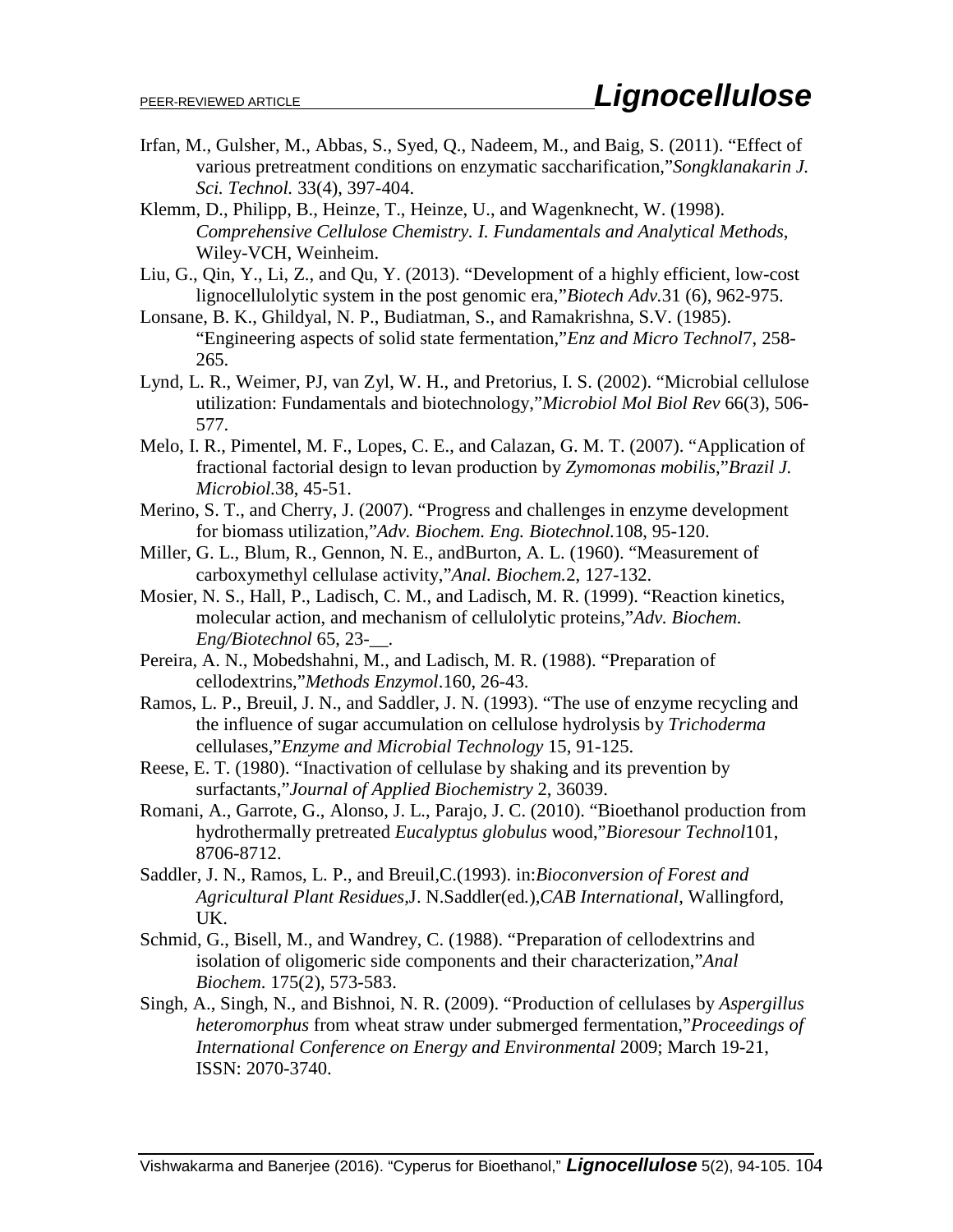Irfan, M., Gulsher, M., Abbas, S., Syed, Q., Nadeem, M., and Baig, S. (2011). "Effect of various pretreatment conditions on enzymatic saccharification,"*Songklanakarin J. Sci. Technol.* 33(4), 397-404.

Klemm, D., Philipp, B., Heinze, T., Heinze, U., and Wagenknecht, W. (1998). *Comprehensive Cellulose Chemistry. I. Fundamentals and Analytical Methods*, Wiley-VCH, Weinheim.

Liu, G., Qin, Y., Li, Z., and Qu, Y. (2013). "Development of a highly efficient, low-cost lignocellulolytic system in the post genomic era,"*Biotech Adv.*31 (6), 962-975.

Lonsane, B. K., Ghildyal, N. P., Budiatman, S., and Ramakrishna, S.V. (1985). "Engineering aspects of solid state fermentation,"*Enz and Micro Technol*7, 258-265.

Lynd, L. R., Weimer, PJ, van Zyl, W. H., and Pretorius, I. S. (2002). "Microbial cellulose utilization: Fundamentals and biotechnology,"*Microbiol Mol Biol Rev* 66(3), 506-577.

Melo, I. R., Pimentel, M. F., Lopes, C. E., and Calazan, G. M. T. (2007). "Application of fractional factorial design to levan production by *Zymomonas mobilis*,"*Brazil J. Microbiol.*38, 45-51.

Merino, S. T., and Cherry, J. (2007). "Progress and challenges in enzyme development for biomass utilization,"*Adv. Biochem. Eng. Biotechnol.*108, 95-120.

Miller, G. L., Blum, R., Gennon, N. E., andBurton, A. L. (1960). "Measurement of carboxymethyl cellulase activity,"*Anal. Biochem.*2, 127-132.

Mosier, N. S., Hall, P., Ladisch, C. M., and Ladisch, M. R. (1999). "Reaction kinetics, molecular action, and mechanism of cellulolytic proteins,"*Adv. Biochem. Eng/Biotechnol* 65, 23-__.

Pereira, A. N., Mobedshahni, M., and Ladisch, M. R. (1988). "Preparation of cellodextrins,"*Methods Enzymol*.160, 26-43.

Ramos, L. P., Breuil, J. N., and Saddler, J. N. (1993). "The use of enzyme recycling and the influence of sugar accumulation on cellulose hydrolysis by *Trichoderma* cellulases,"*Enzyme and Microbial Technology* 15, 91-125.

Reese, E. T. (1980). "Inactivation of cellulase by shaking and its prevention by surfactants,"*Journal of Applied Biochemistry* 2, 36039.

Romani, A., Garrote, G., Alonso, J. L., Parajo, J. C. (2010). "Bioethanol production from hydrothermally pretreated *Eucalyptus globulus* wood,"*Bioresour Technol*101, 8706-8712.

Saddler, J. N., Ramos, L. P., and Breuil,C.(1993). in:*Bioconversion of Forest and Agricultural Plant Residues*,J. N.Saddler(ed.),*CAB International*, Wallingford, UK.

Schmid, G., Bisell, M., and Wandrey, C. (1988). "Preparation of cellodextrins and isolation of oligomeric side components and their characterization,"*Anal Biochem*. 175(2), 573-583.

Singh, A., Singh, N., and Bishnoi, N. R. (2009). "Production of cellulases by *Aspergillus heteromorphus* from wheat straw under submerged fermentation,"*Proceedings of International Conference on Energy and Environmental* 2009; March 19-21, ISSN: 2070-3740.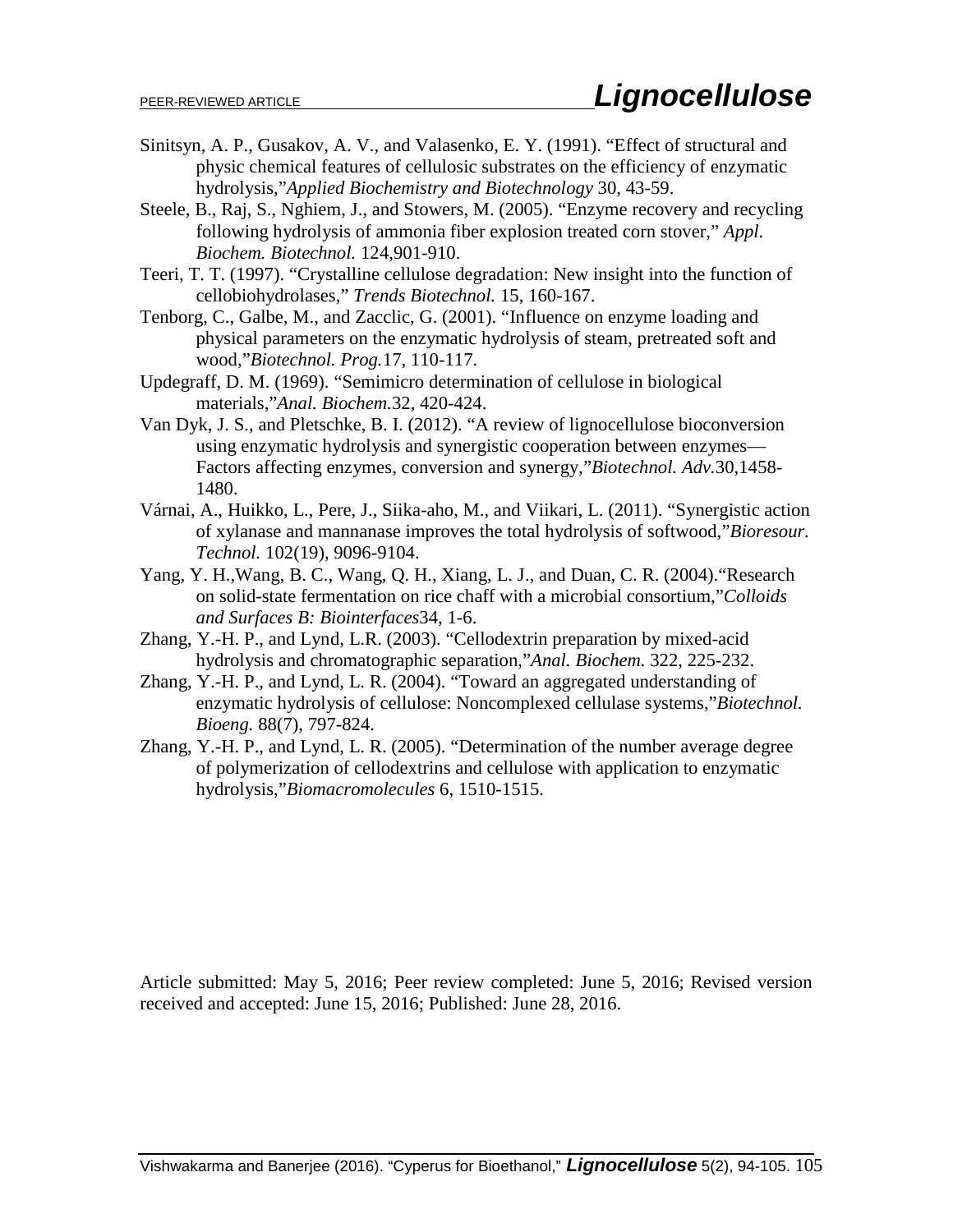Sinitsyn, A. P., Gusakov, A. V., and Valasenko, E. Y. (1991). "Effect of structural and physic chemical features of cellulosic substrates on the efficiency of enzymatic hydrolysis,"*Applied Biochemistry and Biotechnology* 30, 43-59.

Steele, B., Raj, S., Nghiem, J., and Stowers, M. (2005). "Enzyme recovery and recycling following hydrolysis of ammonia fiber explosion treated corn stover," *Appl. Biochem. Biotechnol.* 124,901-910.

Teeri, T. T. (1997). "Crystalline cellulose degradation: New insight into the function of cellobiohydrolases," *Trends Biotechnol.* 15, 160-167.

Tenborg, C., Galbe, M., and Zacclic, G. (2001). "Influence on enzyme loading and physical parameters on the enzymatic hydrolysis of steam, pretreated soft and wood,"*Biotechnol. Prog.*17, 110-117.

Updegraff, D. M. (1969). "Semimicro determination of cellulose in biological materials,"*Anal. Biochem.*32, 420-424.

Van Dyk, J. S., and Pletschke, B. I. (2012). "A review of lignocellulose bioconversion using enzymatic hydrolysis and synergistic cooperation between enzymes—Factors affecting enzymes, conversion and synergy,"*Biotechnol. Adv.*30,1458-1480.

Várnai, A., Huikko, L., Pere, J., Siika-aho, M., and Viikari, L. (2011). "Synergistic action of xylanase and mannanase improves the total hydrolysis of softwood,"*Bioresour. Technol.* 102(19), 9096-9104.

Yang, Y. H.,Wang, B. C., Wang, Q. H., Xiang, L. J., and Duan, C. R. (2004)."Research on solid-state fermentation on rice chaff with a microbial consortium,"*Colloids and Surfaces B: Biointerfaces*34, 1-6.

Zhang, Y.-H. P., and Lynd, L.R. (2003). "Cellodextrin preparation by mixed-acid hydrolysis and chromatographic separation,"*Anal. Biochem.* 322, 225-232.

Zhang, Y.-H. P., and Lynd, L. R. (2004). "Toward an aggregated understanding of enzymatic hydrolysis of cellulose: Noncomplexed cellulase systems,"*Biotechnol. Bioeng.* 88(7), 797-824.

Zhang, Y.-H. P., and Lynd, L. R. (2005). "Determination of the number average degree of polymerization of cellodextrins and cellulose with application to enzymatic hydrolysis,"*Biomacromolecules* 6, 1510-1515.

Article submitted: May 5, 2016; Peer review completed: June 5, 2016; Revised version received and accepted: June 15, 2016; Published: June 28, 2016.